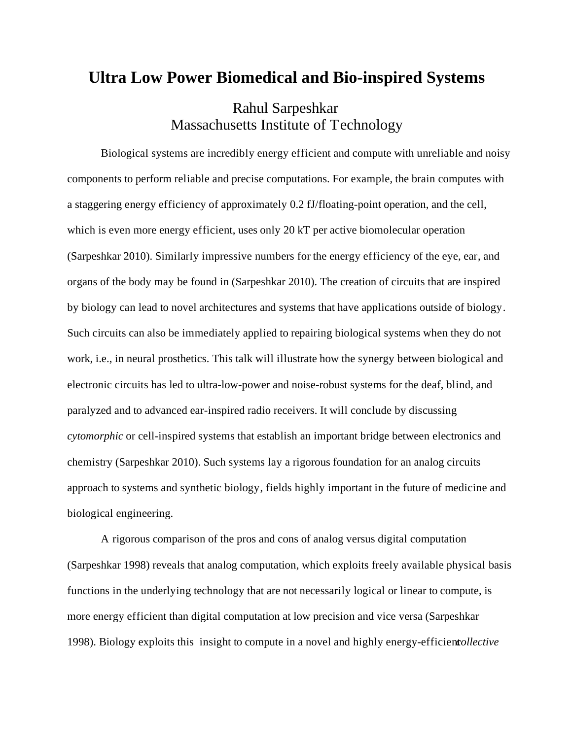# Ultra Low Power Biomedical and Bio-inspired Systems

Rahul Sarpeshkar
Massachusetts Institute of Technology

Biological systems are incredibly energy efficient and compute with unreliable and noisy components to perform reliable and precise computations. For example, the brain computes with a staggering energy efficiency of approximately 0.2 fJ/floating-point operation, and the cell, which is even more energy efficient, uses only 20 kT per active biomolecular operation (Sarpeshkar 2010). Similarly impressive numbers for the energy efficiency of the eye, ear, and organs of the body may be found in (Sarpeshkar 2010). The creation of circuits that are inspired by biology can lead to novel architectures and systems that have applications outside of biology. Such circuits can also be immediately applied to repairing biological systems when they do not work, i.e., in neural prosthetics. This talk will illustrate how the synergy between biological and electronic circuits has led to ultra-low-power and noise-robust systems for the deaf, blind, and paralyzed and to advanced ear-inspired radio receivers. It will conclude by discussing *cytomorphic* or cell-inspired systems that establish an important bridge between electronics and chemistry (Sarpeshkar 2010). Such systems lay a rigorous foundation for an analog circuits approach to systems and synthetic biology, fields highly important in the future of medicine and biological engineering.

A rigorous comparison of the pros and cons of analog versus digital computation (Sarpeshkar 1998) reveals that analog computation, which exploits freely available physical basis functions in the underlying technology that are not necessarily logical or linear to compute, is more energy efficient than digital computation at low precision and vice versa (Sarpeshkar 1998). Biology exploits this insight to compute in a novel and highly energy-efficient *collective*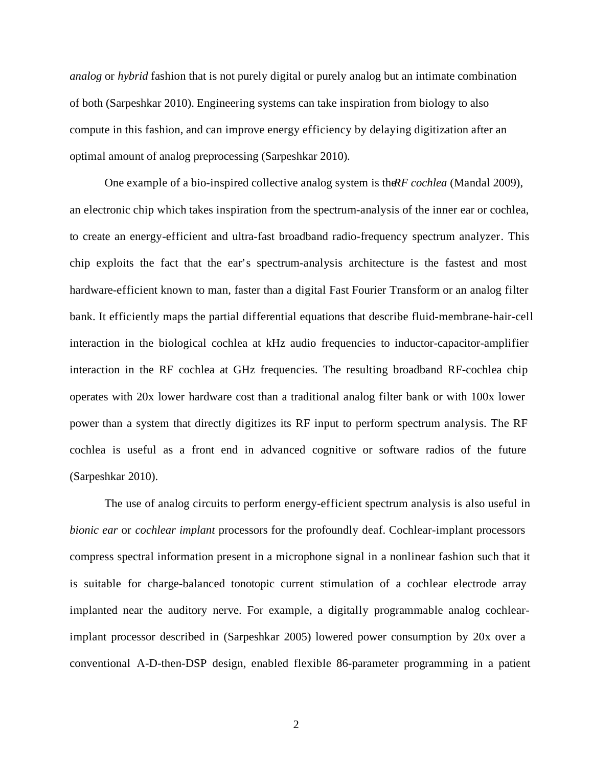*analog* or *hybrid* fashion that is not purely digital or purely analog but an intimate combination of both (Sarpeshkar 2010). Engineering systems can take inspiration from biology to also compute in this fashion, and can improve energy efficiency by delaying digitization after an optimal amount of analog preprocessing (Sarpeshkar 2010).

One example of a bio-inspired collective analog system is the *RF cochlea* (Mandal 2009), an electronic chip which takes inspiration from the spectrum-analysis of the inner ear or cochlea, to create an energy-efficient and ultra-fast broadband radio-frequency spectrum analyzer. This chip exploits the fact that the ear's spectrum-analysis architecture is the fastest and most hardware-efficient known to man, faster than a digital Fast Fourier Transform or an analog filter bank. It efficiently maps the partial differential equations that describe fluid-membrane-hair-cell interaction in the biological cochlea at kHz audio frequencies to inductor-capacitor-amplifier interaction in the RF cochlea at GHz frequencies. The resulting broadband RF-cochlea chip operates with 20x lower hardware cost than a traditional analog filter bank or with 100x lower power than a system that directly digitizes its RF input to perform spectrum analysis. The RF cochlea is useful as a front end in advanced cognitive or software radios of the future (Sarpeshkar 2010).

The use of analog circuits to perform energy-efficient spectrum analysis is also useful in *bionic ear* or *cochlear implant* processors for the profoundly deaf. Cochlear-implant processors compress spectral information present in a microphone signal in a nonlinear fashion such that it is suitable for charge-balanced tonotopic current stimulation of a cochlear electrode array implanted near the auditory nerve. For example, a digitally programmable analog cochlear-implant processor described in (Sarpeshkar 2005) lowered power consumption by 20x over a conventional A-D-then-DSP design, enabled flexible 86-parameter programming in a patient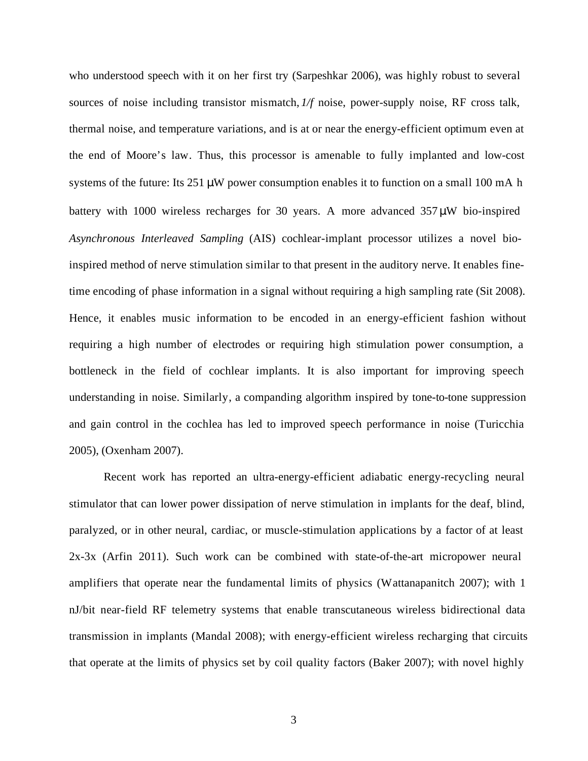who understood speech with it on her first try (Sarpeshkar 2006), was highly robust to several sources of noise including transistor mismatch, *1/f* noise, power-supply noise, RF cross talk, thermal noise, and temperature variations, and is at or near the energy-efficient optimum even at the end of Moore's law. Thus, this processor is amenable to fully implanted and low-cost systems of the future: Its 251 μW power consumption enables it to function on a small 100 mA h battery with 1000 wireless recharges for 30 years. A more advanced 357 μW bio-inspired *Asynchronous Interleaved Sampling* (AIS) cochlear-implant processor utilizes a novel bio-inspired method of nerve stimulation similar to that present in the auditory nerve. It enables fine-time encoding of phase information in a signal without requiring a high sampling rate (Sit 2008). Hence, it enables music information to be encoded in an energy-efficient fashion without requiring a high number of electrodes or requiring high stimulation power consumption, a bottleneck in the field of cochlear implants. It is also important for improving speech understanding in noise. Similarly, a companding algorithm inspired by tone-to-tone suppression and gain control in the cochlea has led to improved speech performance in noise (Turicchia 2005), (Oxenham 2007).

Recent work has reported an ultra-energy-efficient adiabatic energy-recycling neural stimulator that can lower power dissipation of nerve stimulation in implants for the deaf, blind, paralyzed, or in other neural, cardiac, or muscle-stimulation applications by a factor of at least 2x-3x (Arfin 2011). Such work can be combined with state-of-the-art micropower neural amplifiers that operate near the fundamental limits of physics (Wattanapanitch 2007); with 1 nJ/bit near-field RF telemetry systems that enable transcutaneous wireless bidirectional data transmission in implants (Mandal 2008); with energy-efficient wireless recharging that circuits that operate at the limits of physics set by coil quality factors (Baker 2007); with novel highly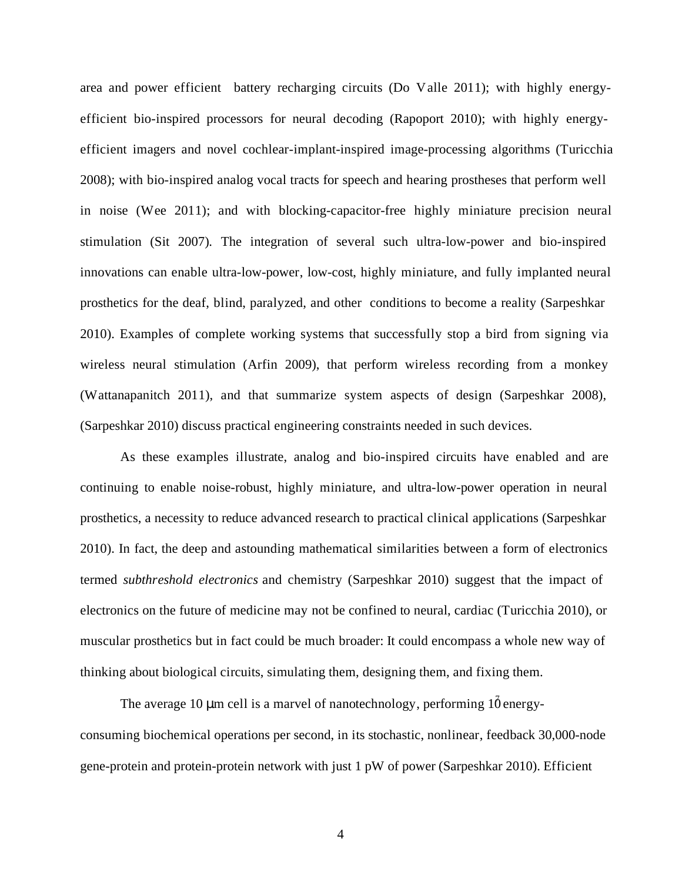area and power efficient battery recharging circuits (Do Valle 2011); with highly energy-efficient bio-inspired processors for neural decoding (Rapoport 2010); with highly energy-efficient imagers and novel cochlear-implant-inspired image-processing algorithms (Turicchia 2008); with bio-inspired analog vocal tracts for speech and hearing prostheses that perform well in noise (Wee 2011); and with blocking-capacitor-free highly miniature precision neural stimulation (Sit 2007). The integration of several such ultra-low-power and bio-inspired innovations can enable ultra-low-power, low-cost, highly miniature, and fully implanted neural prosthetics for the deaf, blind, paralyzed, and other conditions to become a reality (Sarpeshkar 2010). Examples of complete working systems that successfully stop a bird from signing via wireless neural stimulation (Arfin 2009), that perform wireless recording from a monkey (Wattanapanitch 2011), and that summarize system aspects of design (Sarpeshkar 2008), (Sarpeshkar 2010) discuss practical engineering constraints needed in such devices.

As these examples illustrate, analog and bio-inspired circuits have enabled and are continuing to enable noise-robust, highly miniature, and ultra-low-power operation in neural prosthetics, a necessity to reduce advanced research to practical clinical applications (Sarpeshkar 2010). In fact, the deep and astounding mathematical similarities between a form of electronics termed *subthreshold electronics* and chemistry (Sarpeshkar 2010) suggest that the impact of electronics on the future of medicine may not be confined to neural, cardiac (Turicchia 2010), or muscular prosthetics but in fact could be much broader: It could encompass a whole new way of thinking about biological circuits, simulating them, designing them, and fixing them.

The average 10 μm cell is a marvel of nanotechnology, performing $10^7$ energy-consuming biochemical operations per second, in its stochastic, nonlinear, feedback 30,000-node gene-protein and protein-protein network with just 1 pW of power (Sarpeshkar 2010). Efficient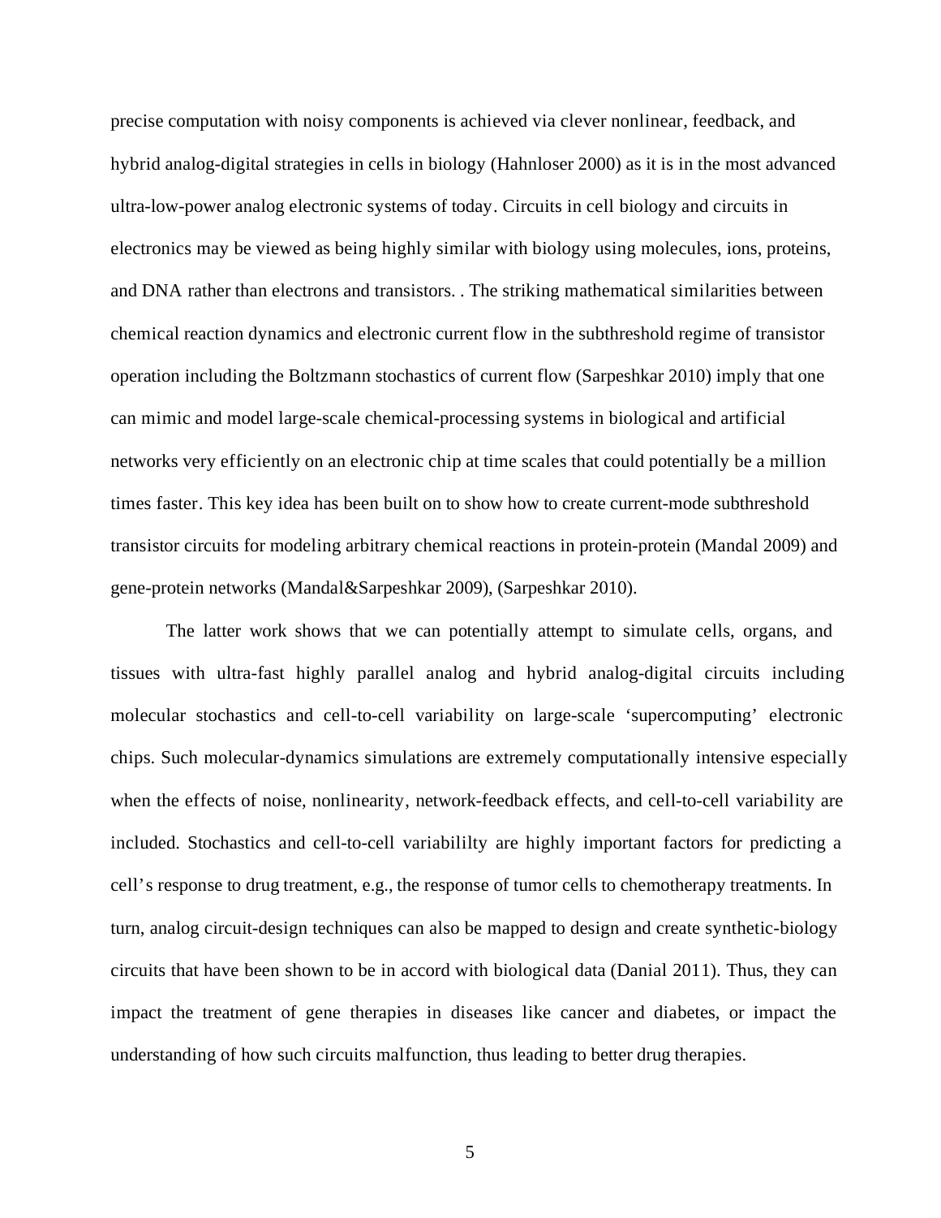precise computation with noisy components is achieved via clever nonlinear, feedback, and hybrid analog-digital strategies in cells in biology (Hahnloser 2000) as it is in the most advanced ultra-low-power analog electronic systems of today. Circuits in cell biology and circuits in electronics may be viewed as being highly similar with biology using molecules, ions, proteins, and DNA rather than electrons and transistors. . The striking mathematical similarities between chemical reaction dynamics and electronic current flow in the subthreshold regime of transistor operation including the Boltzmann stochastics of current flow (Sarpeshkar 2010) imply that one can mimic and model large-scale chemical-processing systems in biological and artificial networks very efficiently on an electronic chip at time scales that could potentially be a million times faster. This key idea has been built on to show how to create current-mode subthreshold transistor circuits for modeling arbitrary chemical reactions in protein-protein (Mandal 2009) and gene-protein networks (Mandal&Sarpeshkar 2009), (Sarpeshkar 2010).

The latter work shows that we can potentially attempt to simulate cells, organs, and tissues with ultra-fast highly parallel analog and hybrid analog-digital circuits including molecular stochastics and cell-to-cell variability on large-scale 'supercomputing' electronic chips. Such molecular-dynamics simulations are extremely computationally intensive especially when the effects of noise, nonlinearity, network-feedback effects, and cell-to-cell variability are included. Stochastics and cell-to-cell variabililty are highly important factors for predicting a cell's response to drug treatment, e.g., the response of tumor cells to chemotherapy treatments. In turn, analog circuit-design techniques can also be mapped to design and create synthetic-biology circuits that have been shown to be in accord with biological data (Danial 2011). Thus, they can impact the treatment of gene therapies in diseases like cancer and diabetes, or impact the understanding of how such circuits malfunction, thus leading to better drug therapies.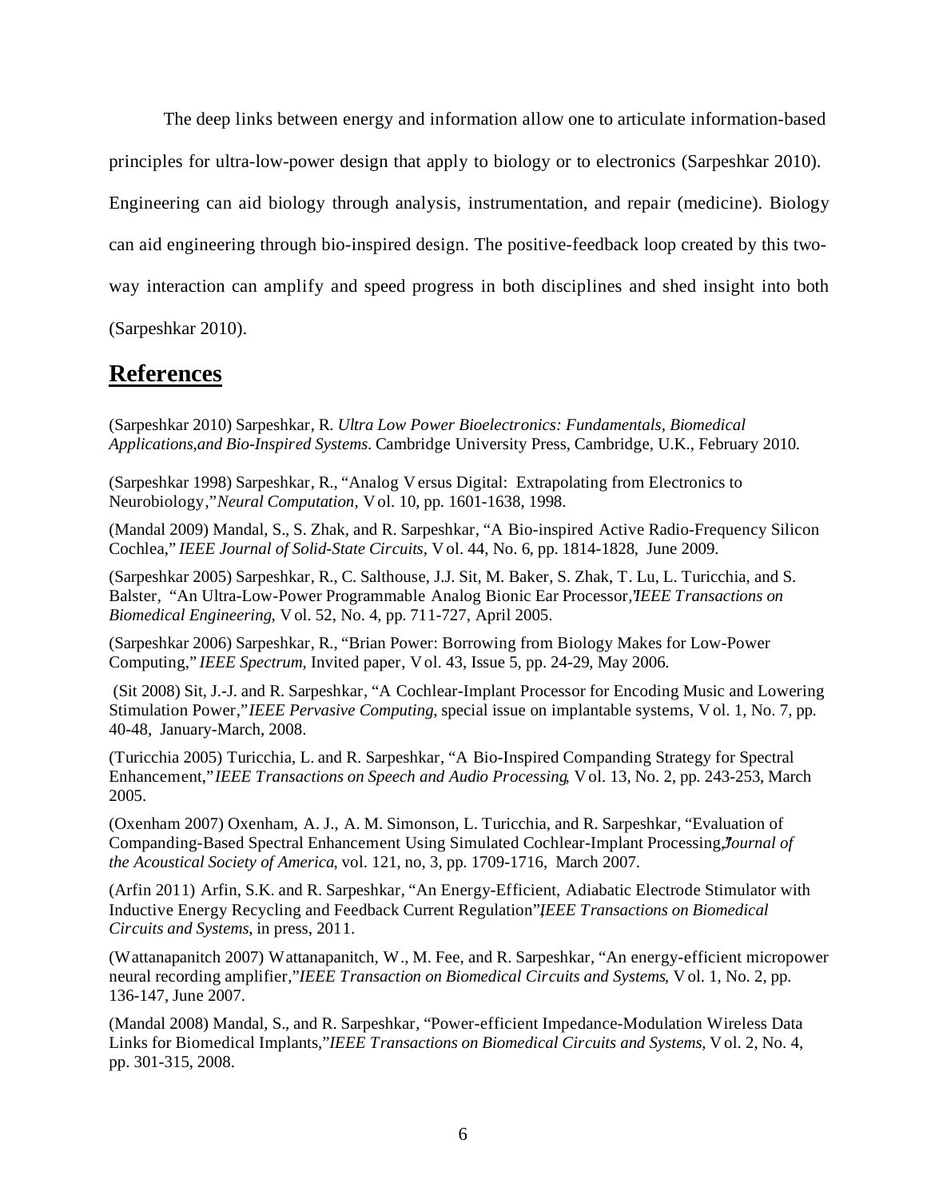The deep links between energy and information allow one to articulate information-based principles for ultra-low-power design that apply to biology or to electronics (Sarpeshkar 2010). Engineering can aid biology through analysis, instrumentation, and repair (medicine). Biology can aid engineering through bio-inspired design. The positive-feedback loop created by this two-way interaction can amplify and speed progress in both disciplines and shed insight into both (Sarpeshkar 2010).

## References

(Sarpeshkar 2010) Sarpeshkar, R. *Ultra Low Power Bioelectronics: Fundamentals, Biomedical Applications,and Bio-Inspired Systems*. Cambridge University Press, Cambridge, U.K., February 2010.

(Sarpeshkar 1998) Sarpeshkar, R., "Analog Versus Digital: Extrapolating from Electronics to Neurobiology," *Neural Computation*, Vol. 10, pp. 1601-1638, 1998.

(Mandal 2009) Mandal, S., S. Zhak, and R. Sarpeshkar, "A Bio-inspired Active Radio-Frequency Silicon Cochlea," *IEEE Journal of Solid-State Circuits*, Vol. 44, No. 6, pp. 1814-1828, June 2009.

(Sarpeshkar 2005) Sarpeshkar, R., C. Salthouse, J.J. Sit, M. Baker, S. Zhak, T. Lu, L. Turicchia, and S. Balster, "An Ultra-Low-Power Programmable Analog Bionic Ear Processor," *IEEE Transactions on Biomedical Engineering*, Vol. 52, No. 4, pp. 711-727, April 2005.

(Sarpeshkar 2006) Sarpeshkar, R., "Brian Power: Borrowing from Biology Makes for Low-Power Computing," *IEEE Spectrum*, Invited paper, Vol. 43, Issue 5, pp. 24-29, May 2006.

(Sit 2008) Sit, J.-J. and R. Sarpeshkar, "A Cochlear-Implant Processor for Encoding Music and Lowering Stimulation Power," *IEEE Pervasive Computing*, special issue on implantable systems, Vol. 1, No. 7, pp. 40-48, January-March, 2008.

(Turicchia 2005) Turicchia, L. and R. Sarpeshkar, "A Bio-Inspired Companding Strategy for Spectral Enhancement," *IEEE Transactions on Speech and Audio Processing*, Vol. 13, No. 2, pp. 243-253, March 2005.

(Oxenham 2007) Oxenham, A. J., A. M. Simonson, L. Turicchia, and R. Sarpeshkar, "Evaluation of Companding-Based Spectral Enhancement Using Simulated Cochlear-Implant Processing," *Journal of the Acoustical Society of America*, vol. 121, no, 3, pp. 1709-1716, March 2007.

(Arfin 2011) Arfin, S.K. and R. Sarpeshkar, "An Energy-Efficient, Adiabatic Electrode Stimulator with Inductive Energy Recycling and Feedback Current Regulation", *IEEE Transactions on Biomedical Circuits and Systems*, in press, 2011.

(Wattanapanitch 2007) Wattanapanitch, W., M. Fee, and R. Sarpeshkar, "An energy-efficient micropower neural recording amplifier," *IEEE Transaction on Biomedical Circuits and Systems*, Vol. 1, No. 2, pp. 136-147, June 2007.

(Mandal 2008) Mandal, S., and R. Sarpeshkar, "Power-efficient Impedance-Modulation Wireless Data Links for Biomedical Implants," *IEEE Transactions on Biomedical Circuits and Systems*, Vol. 2, No. 4, pp. 301-315, 2008.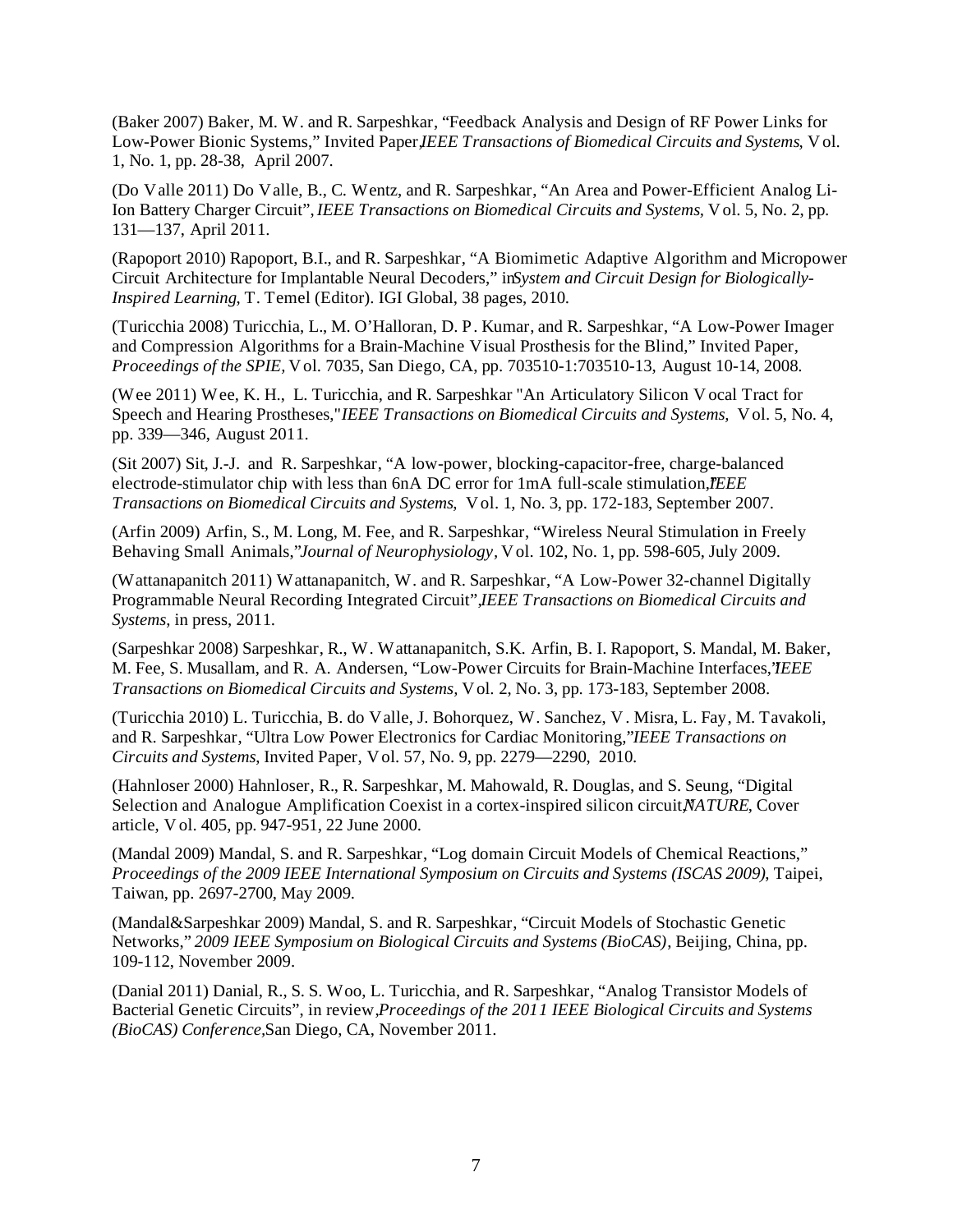(Baker 2007) Baker, M. W. and R. Sarpeshkar, "Feedback Analysis and Design of RF Power Links for Low-Power Bionic Systems," Invited Paper, *IEEE Transactions of Biomedical Circuits and Systems*, Vol. 1, No. 1, pp. 28-38, April 2007.

(Do Valle 2011) Do Valle, B., C. Wentz, and R. Sarpeshkar, "An Area and Power-Efficient Analog Li-Ion Battery Charger Circuit", *IEEE Transactions on Biomedical Circuits and Systems*, Vol. 5, No. 2, pp. 131—137, April 2011.

(Rapoport 2010) Rapoport, B.I., and R. Sarpeshkar, "A Biomimetic Adaptive Algorithm and Micropower Circuit Architecture for Implantable Neural Decoders," in *System and Circuit Design for Biologically-Inspired Learning*, T. Temel (Editor). IGI Global, 38 pages, 2010.

(Turicchia 2008) Turicchia, L., M. O'Halloran, D. P. Kumar, and R. Sarpeshkar, "A Low-Power Imager and Compression Algorithms for a Brain-Machine Visual Prosthesis for the Blind," Invited Paper, *Proceedings of the SPIE*, Vol. 7035, San Diego, CA, pp. 703510-1:703510-13, August 10-14, 2008.

(Wee 2011) Wee, K. H., L. Turicchia, and R. Sarpeshkar "An Articulatory Silicon Vocal Tract for Speech and Hearing Prostheses," *IEEE Transactions on Biomedical Circuits and Systems*, Vol. 5, No. 4, pp. 339—346, August 2011.

(Sit 2007) Sit, J.-J. and R. Sarpeshkar, "A low-power, blocking-capacitor-free, charge-balanced electrode-stimulator chip with less than 6nA DC error for 1mA full-scale stimulation," *IEEE Transactions on Biomedical Circuits and Systems*, Vol. 1, No. 3, pp. 172-183, September 2007.

(Arfin 2009) Arfin, S., M. Long, M. Fee, and R. Sarpeshkar, "Wireless Neural Stimulation in Freely Behaving Small Animals," *Journal of Neurophysiology*, Vol. 102, No. 1, pp. 598-605, July 2009.

(Wattanapanitch 2011) Wattanapanitch, W. and R. Sarpeshkar, "A Low-Power 32-channel Digitally Programmable Neural Recording Integrated Circuit", *IEEE Transactions on Biomedical Circuits and Systems*, in press, 2011.

(Sarpeshkar 2008) Sarpeshkar, R., W. Wattanapanitch, S.K. Arfin, B. I. Rapoport, S. Mandal, M. Baker, M. Fee, S. Musallam, and R. A. Andersen, "Low-Power Circuits for Brain-Machine Interfaces," *IEEE Transactions on Biomedical Circuits and Systems*, Vol. 2, No. 3, pp. 173-183, September 2008.

(Turicchia 2010) L. Turicchia, B. do Valle, J. Bohorquez, W. Sanchez, V. Misra, L. Fay, M. Tavakoli, and R. Sarpeshkar, "Ultra Low Power Electronics for Cardiac Monitoring," *IEEE Transactions on Circuits and Systems*, Invited Paper, Vol. 57, No. 9, pp. 2279—2290, 2010.

(Hahnloser 2000) Hahnloser, R., R. Sarpeshkar, M. Mahowald, R. Douglas, and S. Seung, "Digital Selection and Analogue Amplification Coexist in a cortex-inspired silicon circuit," *NATURE*, Cover article, Vol. 405, pp. 947-951, 22 June 2000.

(Mandal 2009) Mandal, S. and R. Sarpeshkar, "Log domain Circuit Models of Chemical Reactions," *Proceedings of the 2009 IEEE International Symposium on Circuits and Systems (ISCAS 2009)*, Taipei, Taiwan, pp. 2697-2700, May 2009.

(Mandal&Sarpeshkar 2009) Mandal, S. and R. Sarpeshkar, "Circuit Models of Stochastic Genetic Networks," *2009 IEEE Symposium on Biological Circuits and Systems (BioCAS)*, Beijing, China, pp. 109-112, November 2009.

(Danial 2011) Danial, R., S. S. Woo, L. Turicchia, and R. Sarpeshkar, "Analog Transistor Models of Bacterial Genetic Circuits", in review, *Proceedings of the 2011 IEEE Biological Circuits and Systems (BioCAS) Conference*, San Diego, CA, November 2011.